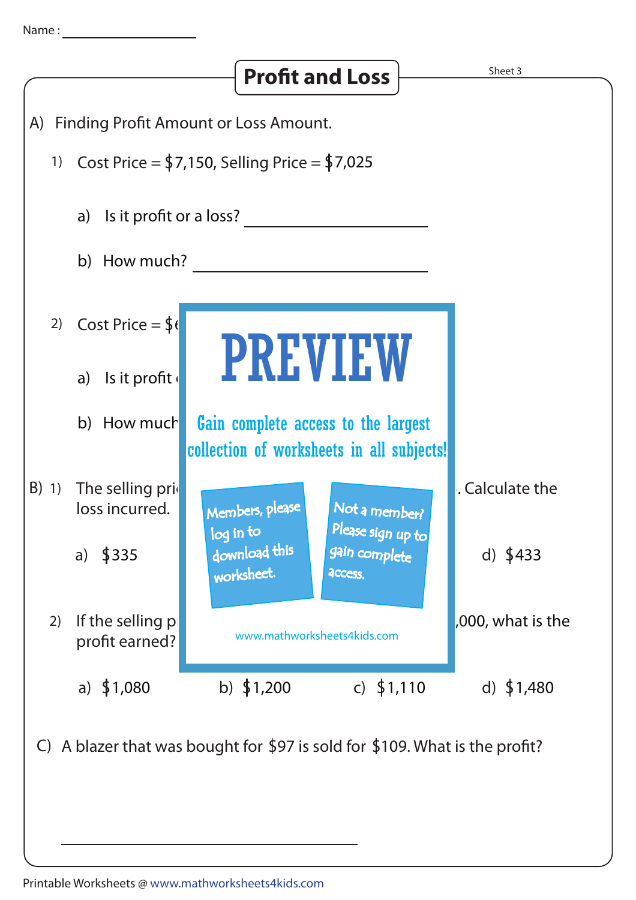Name : ______________

# Profit and Loss

Sheet 3

A) Finding Profit Amount or Loss Amount.

1) Cost Price = $7,150, Selling Price = $7,025

a) Is it profit or a loss? ______________

b) How much? ______________

2) Cost Price = $6

a) Is it profit

b) How much

**PREVIEW**

Gain complete access to the largest collection of worksheets in all subjects!

Members, please log in to download this worksheet.

Not a member? Please sign up to gain complete access.

www.mathworksheets4kids.com

B) 1) The selling pri . Calculate the loss incurred.

a) $335 d) $433

2) If the selling p ,000, what is the profit earned?

a) $1,080 b) $1,200 c) $1,110 d) $1,480

C) A blazer that was bought for $97 is sold for $109. What is the profit?

______________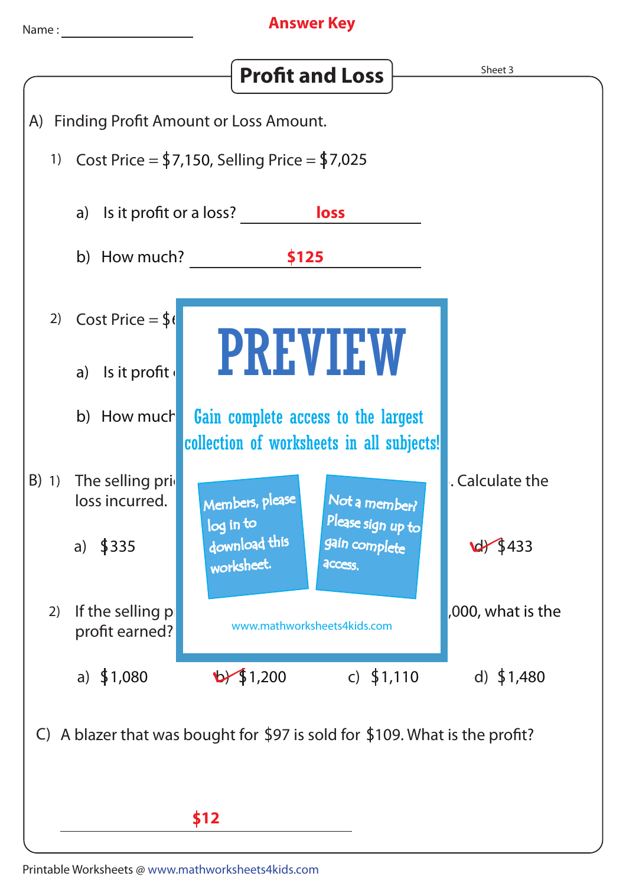Answer Key

Name :

# Profit and Loss

Sheet 3

A) Finding Profit Amount or Loss Amount.

1) Cost Price = $7,150, Selling Price = $7,025

a) Is it profit or a loss? **loss**

b) How much? **$125**

2) Cost Price = $6

a) Is it profit

b) How much

PREVIEW

Gain complete access to the largest collection of worksheets in all subjects!

Members, please log in to download this worksheet.

Not a member? Please sign up to gain complete access.

www.mathworksheets4kids.com

B) 1) The selling pri . Calculate the loss incurred.

a) $335 d) $433 ✓

2) If the selling p ,000, what is the profit earned?

a) $1,080 b) $1,200 ✓ c) $1,110 d) $1,480

C) A blazer that was bought for $97 is sold for $109. What is the profit?

**$12**